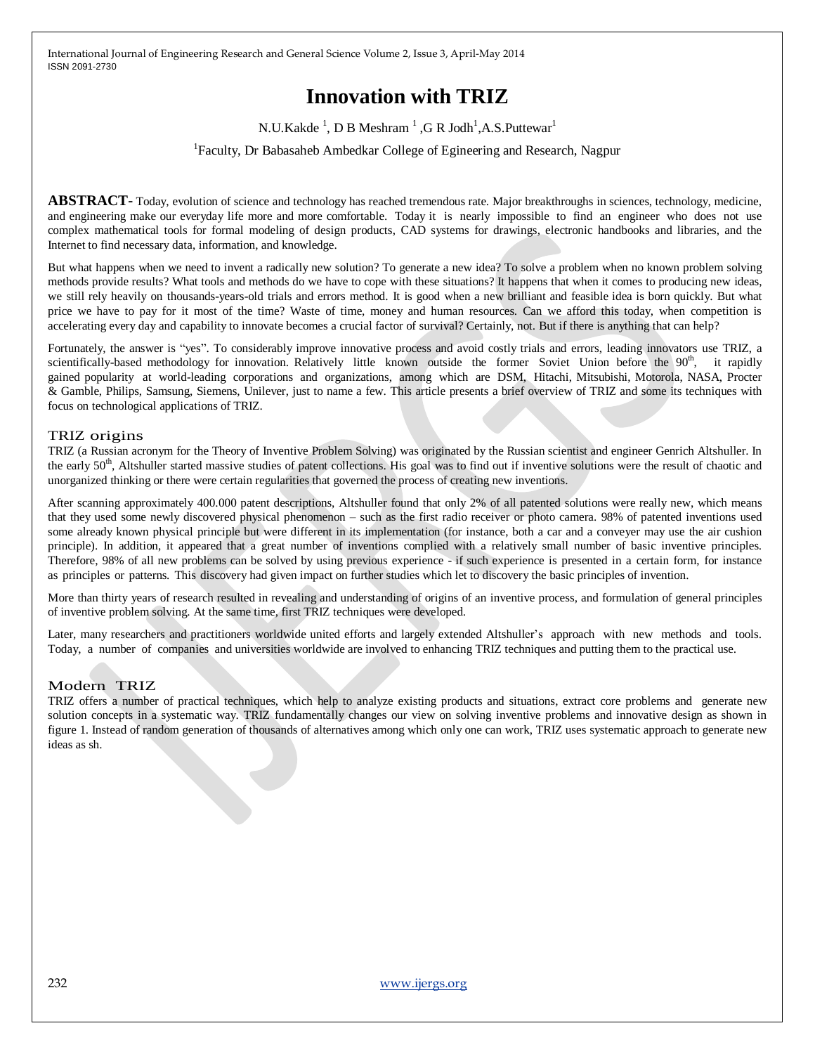# Innovation with TRIZ

N.U.Kakde [1], D B Meshram [1] ,G R Jodh[1],A.S.Puttewar[1]

[1]Faculty, Dr Babasaheb Ambedkar College of Egineering and Research, Nagpur

**ABSTRACT-** Today, evolution of science and technology has reached tremendous rate. Major breakthroughs in sciences, technology, medicine, and engineering make our everyday life more and more comfortable. Today it is nearly impossible to find an engineer who does not use complex mathematical tools for formal modeling of design products, CAD systems for drawings, electronic handbooks and libraries, and the Internet to find necessary data, information, and knowledge.

But what happens when we need to invent a radically new solution? To generate a new idea? To solve a problem when no known problem solving methods provide results? What tools and methods do we have to cope with these situations? It happens that when it comes to producing new ideas, we still rely heavily on thousands-years-old trials and errors method. It is good when a new brilliant and feasible idea is born quickly. But what price we have to pay for it most of the time? Waste of time, money and human resources. Can we afford this today, when competition is accelerating every day and capability to innovate becomes a crucial factor of survival? Certainly, not. But if there is anything that can help?

Fortunately, the answer is "yes". To considerably improve innovative process and avoid costly trials and errors, leading innovators use TRIZ, a scientifically-based methodology for innovation. Relatively little known outside the former Soviet Union before the 90th, it rapidly gained popularity at world-leading corporations and organizations, among which are DSM, Hitachi, Mitsubishi, Motorola, NASA, Procter & Gamble, Philips, Samsung, Siemens, Unilever, just to name a few. This article presents a brief overview of TRIZ and some its techniques with focus on technological applications of TRIZ.

## TRIZ origins

TRIZ (a Russian acronym for the Theory of Inventive Problem Solving) was originated by the Russian scientist and engineer Genrich Altshuller. In the early 50th, Altshuller started massive studies of patent collections. His goal was to find out if inventive solutions were the result of chaotic and unorganized thinking or there were certain regularities that governed the process of creating new inventions.

After scanning approximately 400.000 patent descriptions, Altshuller found that only 2% of all patented solutions were really new, which means that they used some newly discovered physical phenomenon – such as the first radio receiver or photo camera. 98% of patented inventions used some already known physical principle but were different in its implementation (for instance, both a car and a conveyer may use the air cushion principle). In addition, it appeared that a great number of inventions complied with a relatively small number of basic inventive principles. Therefore, 98% of all new problems can be solved by using previous experience - if such experience is presented in a certain form, for instance as principles or patterns. This discovery had given impact on further studies which let to discovery the basic principles of invention.

More than thirty years of research resulted in revealing and understanding of origins of an inventive process, and formulation of general principles of inventive problem solving. At the same time, first TRIZ techniques were developed.

Later, many researchers and practitioners worldwide united efforts and largely extended Altshuller's approach with new methods and tools. Today, a number of companies and universities worldwide are involved to enhancing TRIZ techniques and putting them to the practical use.

## Modern TRIZ

TRIZ offers a number of practical techniques, which help to analyze existing products and situations, extract core problems and generate new solution concepts in a systematic way. TRIZ fundamentally changes our view on solving inventive problems and innovative design as shown in figure 1. Instead of random generation of thousands of alternatives among which only one can work, TRIZ uses systematic approach to generate new ideas as sh.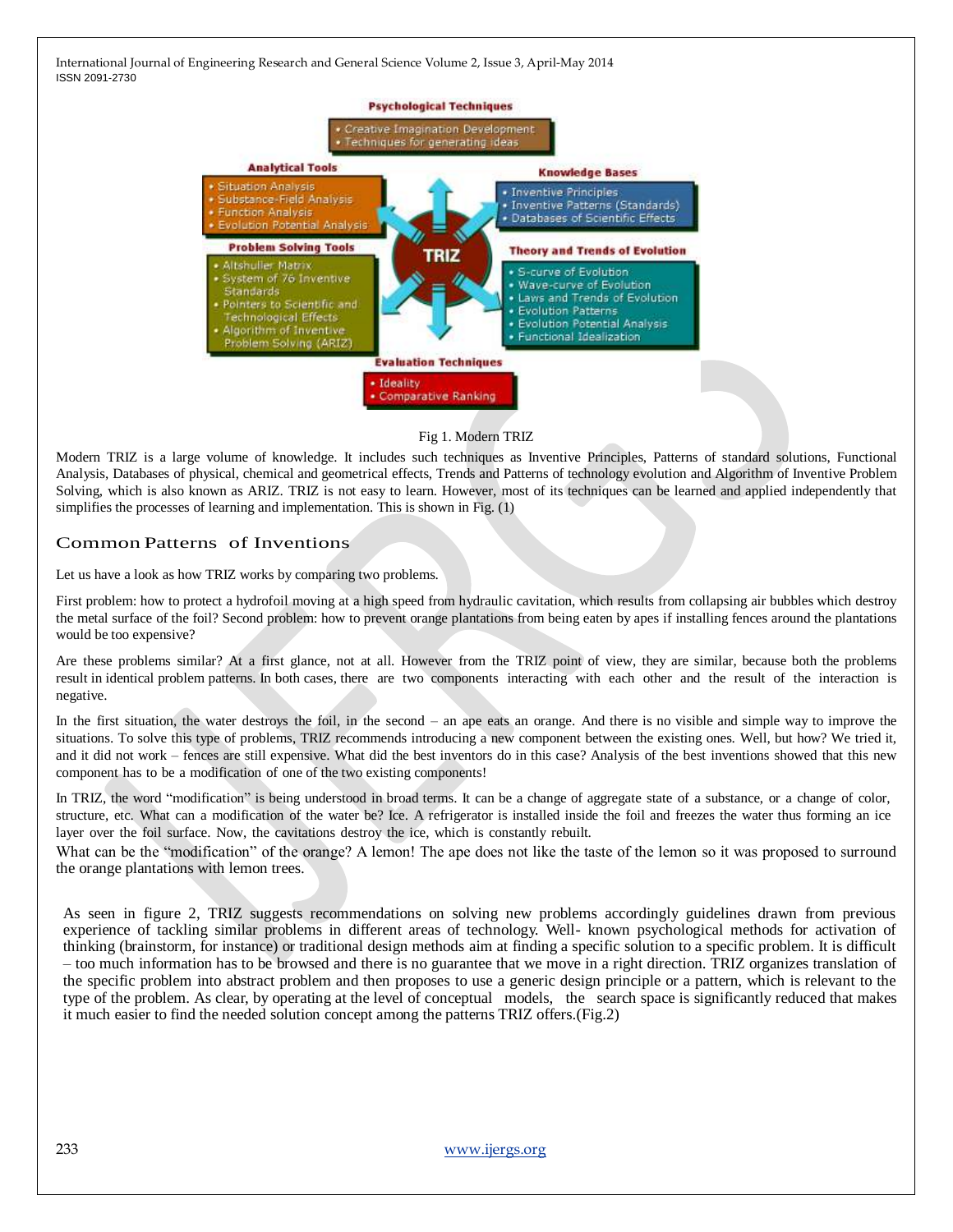Fig 1. Modern TRIZ

Modern TRIZ is a large volume of knowledge. It includes such techniques as Inventive Principles, Patterns of standard solutions, Functional Analysis, Databases of physical, chemical and geometrical effects, Trends and Patterns of technology evolution and Algorithm of Inventive Problem Solving, which is also known as ARIZ. TRIZ is not easy to learn. However, most of its techniques can be learned and applied independently that simplifies the processes of learning and implementation. This is shown in Fig. (1)

## Common Patterns of Inventions

Let us have a look as how TRIZ works by comparing two problems.

First problem: how to protect a hydrofoil moving at a high speed from hydraulic cavitation, which results from collapsing air bubbles which destroy the metal surface of the foil? Second problem: how to prevent orange plantations from being eaten by apes if installing fences around the plantations would be too expensive?

Are these problems similar? At a first glance, not at all. However from the TRIZ point of view, they are similar, because both the problems result in identical problem patterns. In both cases, there are two components interacting with each other and the result of the interaction is negative.

In the first situation, the water destroys the foil, in the second – an ape eats an orange. And there is no visible and simple way to improve the situations. To solve this type of problems, TRIZ recommends introducing a new component between the existing ones. Well, but how? We tried it, and it did not work – fences are still expensive. What did the best inventors do in this case? Analysis of the best inventions showed that this new component has to be a modification of one of the two existing components!

In TRIZ, the word "modification" is being understood in broad terms. It can be a change of aggregate state of a substance, or a change of color, structure, etc. What can a modification of the water be? Ice. A refrigerator is installed inside the foil and freezes the water thus forming an ice layer over the foil surface. Now, the cavitations destroy the ice, which is constantly rebuilt.

What can be the "modification" of the orange? A lemon! The ape does not like the taste of the lemon so it was proposed to surround the orange plantations with lemon trees.

As seen in figure 2, TRIZ suggests recommendations on solving new problems accordingly guidelines drawn from previous experience of tackling similar problems in different areas of technology. Well- known psychological methods for activation of thinking (brainstorm, for instance) or traditional design methods aim at finding a specific solution to a specific problem. It is difficult – too much information has to be browsed and there is no guarantee that we move in a right direction. TRIZ organizes translation of the specific problem into abstract problem and then proposes to use a generic design principle or a pattern, which is relevant to the type of the problem. As clear, by operating at the level of conceptual models, the search space is significantly reduced that makes it much easier to find the needed solution concept among the patterns TRIZ offers.(Fig.2)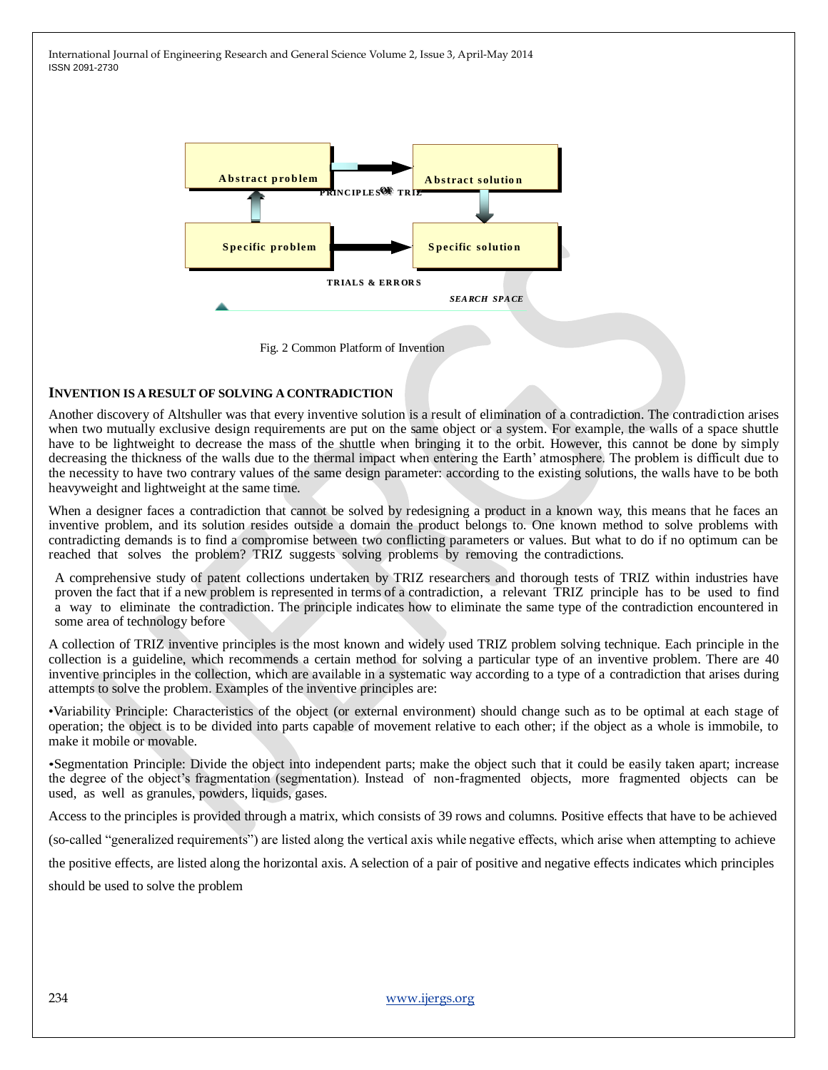Fig. 2 Common Platform of Invention

## INVENTION IS A RESULT OF SOLVING A CONTRADICTION

Another discovery of Altshuller was that every inventive solution is a result of elimination of a contradiction. The contradiction arises when two mutually exclusive design requirements are put on the same object or a system. For example, the walls of a space shuttle have to be lightweight to decrease the mass of the shuttle when bringing it to the orbit. However, this cannot be done by simply decreasing the thickness of the walls due to the thermal impact when entering the Earth' atmosphere. The problem is difficult due to the necessity to have two contrary values of the same design parameter: according to the existing solutions, the walls have to be both heavyweight and lightweight at the same time.

When a designer faces a contradiction that cannot be solved by redesigning a product in a known way, this means that he faces an inventive problem, and its solution resides outside a domain the product belongs to. One known method to solve problems with contradicting demands is to find a compromise between two conflicting parameters or values. But what to do if no optimum can be reached that solves the problem? TRIZ suggests solving problems by removing the contradictions.

A comprehensive study of patent collections undertaken by TRIZ researchers and thorough tests of TRIZ within industries have proven the fact that if a new problem is represented in terms of a contradiction, a relevant TRIZ principle has to be used to find a way to eliminate the contradiction. The principle indicates how to eliminate the same type of the contradiction encountered in some area of technology before

A collection of TRIZ inventive principles is the most known and widely used TRIZ problem solving technique. Each principle in the collection is a guideline, which recommends a certain method for solving a particular type of an inventive problem. There are 40 inventive principles in the collection, which are available in a systematic way according to a type of a contradiction that arises during attempts to solve the problem. Examples of the inventive principles are:

•Variability Principle: Characteristics of the object (or external environment) should change such as to be optimal at each stage of operation; the object is to be divided into parts capable of movement relative to each other; if the object as a whole is immobile, to make it mobile or movable.

•Segmentation Principle: Divide the object into independent parts; make the object such that it could be easily taken apart; increase the degree of the object's fragmentation (segmentation). Instead of non-fragmented objects, more fragmented objects can be used, as well as granules, powders, liquids, gases.

Access to the principles is provided through a matrix, which consists of 39 rows and columns. Positive effects that have to be achieved (so-called "generalized requirements") are listed along the vertical axis while negative effects, which arise when attempting to achieve the positive effects, are listed along the horizontal axis. A selection of a pair of positive and negative effects indicates which principles should be used to solve the problem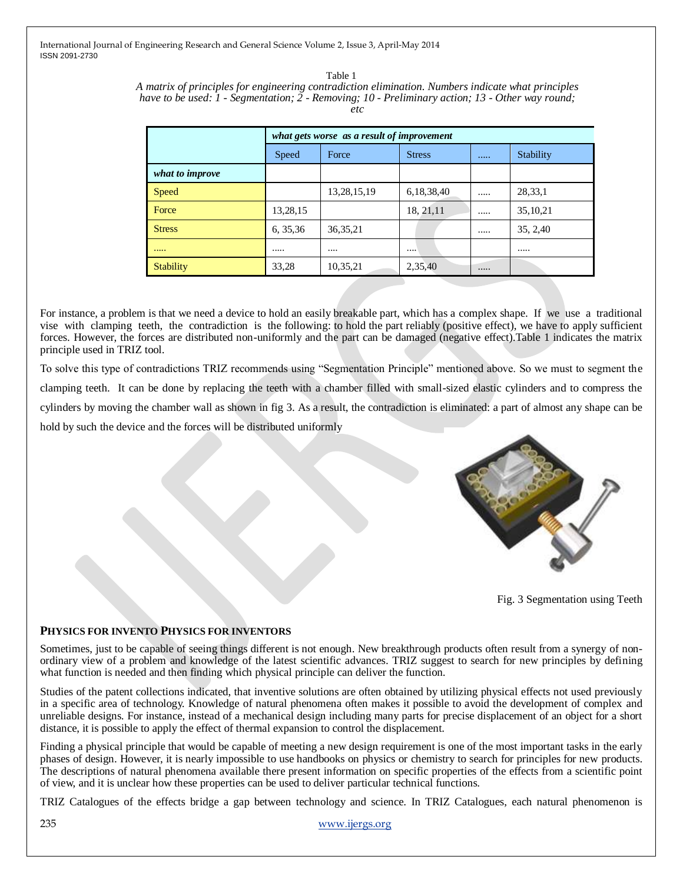Table 1

*A matrix of principles for engineering contradiction elimination. Numbers indicate what principles have to be used: 1 - Segmentation; 2 - Removing; 10 - Preliminary action; 13 - Other way round; etc*

| | ***what gets worse as a result of improvement*** | | | | |
|---|---|---|---|---|---|
| | Speed | Force | Stress | ..... | Stability |
| ***what to improve*** | | | | | |
| Speed | | 13,28,15,19 | 6,18,38,40 | ..... | 28,33,1 |
| Force | 13,28,15 | | 18, 21,11 | ..... | 35,10,21 |
| Stress | 6, 35,36 | 36,35,21 | | ..... | 35, 2,40 |
| ..... | ..... | .... | .... | | ..... |
| Stability | 33,28 | 10,35,21 | 2,35,40 | ..... | |

For instance, a problem is that we need a device to hold an easily breakable part, which has a complex shape. If we use a traditional vise with clamping teeth, the contradiction is the following: to hold the part reliably (positive effect), we have to apply sufficient forces. However, the forces are distributed non-uniformly and the part can be damaged (negative effect).Table 1 indicates the matrix principle used in TRIZ tool.

To solve this type of contradictions TRIZ recommends using "Segmentation Principle" mentioned above. So we must to segment the clamping teeth. It can be done by replacing the teeth with a chamber filled with small-sized elastic cylinders and to compress the cylinders by moving the chamber wall as shown in fig 3. As a result, the contradiction is eliminated: a part of almost any shape can be hold by such the device and the forces will be distributed uniformly

Fig. 3 Segmentation using Teeth

## PHYSICS FOR INVENTO PHYSICS FOR INVENTORS

Sometimes, just to be capable of seeing things different is not enough. New breakthrough products often result from a synergy of non-ordinary view of a problem and knowledge of the latest scientific advances. TRIZ suggest to search for new principles by defining what function is needed and then finding which physical principle can deliver the function.

Studies of the patent collections indicated, that inventive solutions are often obtained by utilizing physical effects not used previously in a specific area of technology. Knowledge of natural phenomena often makes it possible to avoid the development of complex and unreliable designs. For instance, instead of a mechanical design including many parts for precise displacement of an object for a short distance, it is possible to apply the effect of thermal expansion to control the displacement.

Finding a physical principle that would be capable of meeting a new design requirement is one of the most important tasks in the early phases of design. However, it is nearly impossible to use handbooks on physics or chemistry to search for principles for new products. The descriptions of natural phenomena available there present information on specific properties of the effects from a scientific point of view, and it is unclear how these properties can be used to deliver particular technical functions.

TRIZ Catalogues of the effects bridge a gap between technology and science. In TRIZ Catalogues, each natural phenomenon is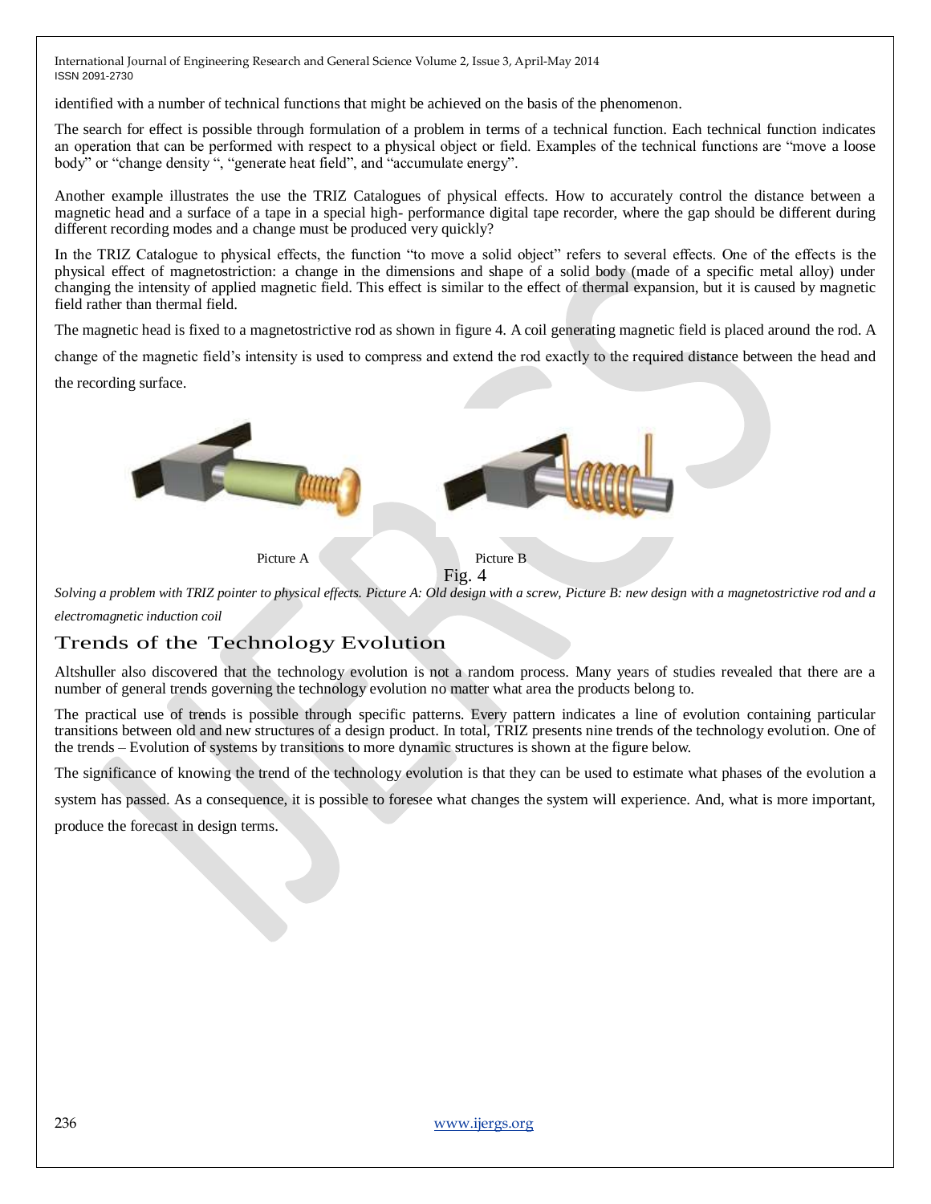identified with a number of technical functions that might be achieved on the basis of the phenomenon.

The search for effect is possible through formulation of a problem in terms of a technical function. Each technical function indicates an operation that can be performed with respect to a physical object or field. Examples of the technical functions are "move a loose body" or "change density ", "generate heat field", and "accumulate energy".

Another example illustrates the use the TRIZ Catalogues of physical effects. How to accurately control the distance between a magnetic head and a surface of a tape in a special high- performance digital tape recorder, where the gap should be different during different recording modes and a change must be produced very quickly?

In the TRIZ Catalogue to physical effects, the function "to move a solid object" refers to several effects. One of the effects is the physical effect of magnetostriction: a change in the dimensions and shape of a solid body (made of a specific metal alloy) under changing the intensity of applied magnetic field. This effect is similar to the effect of thermal expansion, but it is caused by magnetic field rather than thermal field.

The magnetic head is fixed to a magnetostrictive rod as shown in figure 4. A coil generating magnetic field is placed around the rod. A change of the magnetic field's intensity is used to compress and extend the rod exactly to the required distance between the head and the recording surface.

Picture A Picture B

Fig. 4

*Solving a problem with TRIZ pointer to physical effects. Picture A: Old design with a screw, Picture B: new design with a magnetostrictive rod and a electromagnetic induction coil*

## Trends of the Technology Evolution

Altshuller also discovered that the technology evolution is not a random process. Many years of studies revealed that there are a number of general trends governing the technology evolution no matter what area the products belong to.

The practical use of trends is possible through specific patterns. Every pattern indicates a line of evolution containing particular transitions between old and new structures of a design product. In total, TRIZ presents nine trends of the technology evolution. One of the trends – Evolution of systems by transitions to more dynamic structures is shown at the figure below.

The significance of knowing the trend of the technology evolution is that they can be used to estimate what phases of the evolution a system has passed. As a consequence, it is possible to foresee what changes the system will experience. And, what is more important, produce the forecast in design terms.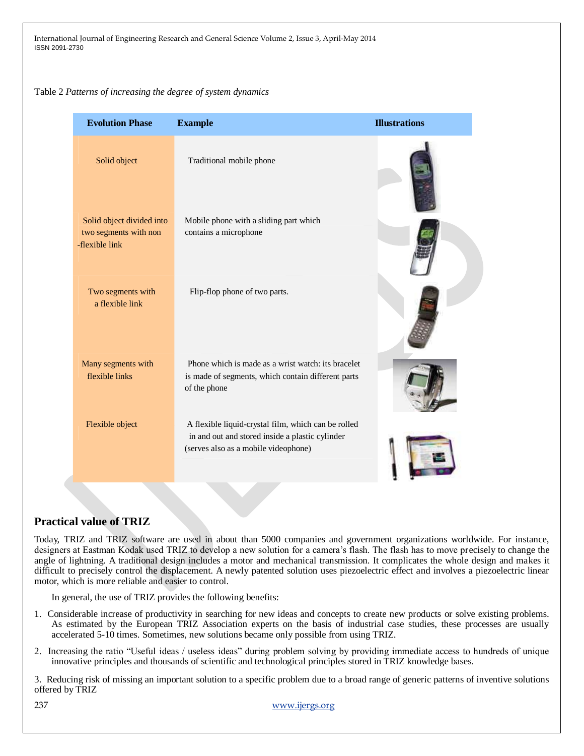Table 2 *Patterns of increasing the degree of system dynamics*

| Evolution Phase | Example | Illustrations |
| --- | --- | --- |
| Solid object | Traditional mobile phone | |
| Solid object divided into two segments with non -flexible link | Mobile phone with a sliding part which contains a microphone | |
| Two segments with a flexible link | Flip-flop phone of two parts. | |
| Many segments with flexible links | Phone which is made as a wrist watch: its bracelet is made of segments, which contain different parts of the phone | |
| Flexible object | A flexible liquid-crystal film, which can be rolled in and out and stored inside a plastic cylinder (serves also as a mobile videophone) | |

## Practical value of TRIZ

Today, TRIZ and TRIZ software are used in about than 5000 companies and government organizations worldwide. For instance, designers at Eastman Kodak used TRIZ to develop a new solution for a camera's flash. The flash has to move precisely to change the angle of lightning. A traditional design includes a motor and mechanical transmission. It complicates the whole design and makes it difficult to precisely control the displacement. A newly patented solution uses piezoelectric effect and involves a piezoelectric linear motor, which is more reliable and easier to control.

In general, the use of TRIZ provides the following benefits:

1. Considerable increase of productivity in searching for new ideas and concepts to create new products or solve existing problems. As estimated by the European TRIZ Association experts on the basis of industrial case studies, these processes are usually accelerated 5-10 times. Sometimes, new solutions became only possible from using TRIZ.

2. Increasing the ratio "Useful ideas / useless ideas" during problem solving by providing immediate access to hundreds of unique innovative principles and thousands of scientific and technological principles stored in TRIZ knowledge bases.

3. Reducing risk of missing an important solution to a specific problem due to a broad range of generic patterns of inventive solutions offered by TRIZ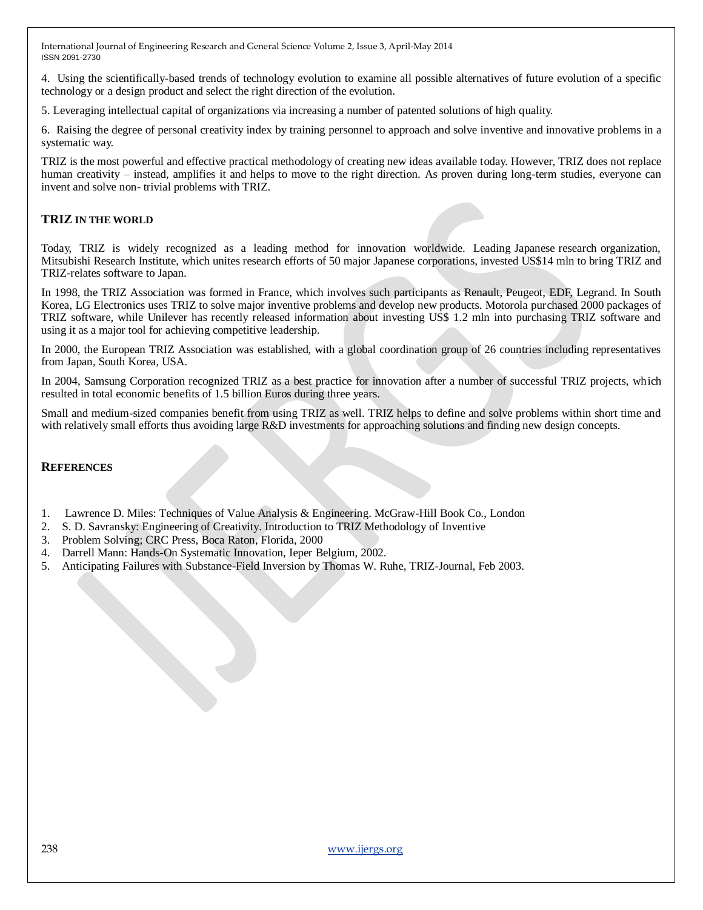4. Using the scientifically-based trends of technology evolution to examine all possible alternatives of future evolution of a specific technology or a design product and select the right direction of the evolution.

5. Leveraging intellectual capital of organizations via increasing a number of patented solutions of high quality.

6. Raising the degree of personal creativity index by training personnel to approach and solve inventive and innovative problems in a systematic way.

TRIZ is the most powerful and effective practical methodology of creating new ideas available today. However, TRIZ does not replace human creativity – instead, amplifies it and helps to move to the right direction. As proven during long-term studies, everyone can invent and solve non- trivial problems with TRIZ.

## TRIZ IN THE WORLD

Today, TRIZ is widely recognized as a leading method for innovation worldwide. Leading Japanese research organization, Mitsubishi Research Institute, which unites research efforts of 50 major Japanese corporations, invested US$14 mln to bring TRIZ and TRIZ-relates software to Japan.

In 1998, the TRIZ Association was formed in France, which involves such participants as Renault, Peugeot, EDF, Legrand. In South Korea, LG Electronics uses TRIZ to solve major inventive problems and develop new products. Motorola purchased 2000 packages of TRIZ software, while Unilever has recently released information about investing US$ 1.2 mln into purchasing TRIZ software and using it as a major tool for achieving competitive leadership.

In 2000, the European TRIZ Association was established, with a global coordination group of 26 countries including representatives from Japan, South Korea, USA.

In 2004, Samsung Corporation recognized TRIZ as a best practice for innovation after a number of successful TRIZ projects, which resulted in total economic benefits of 1.5 billion Euros during three years.

Small and medium-sized companies benefit from using TRIZ as well. TRIZ helps to define and solve problems within short time and with relatively small efforts thus avoiding large R&D investments for approaching solutions and finding new design concepts.

## REFERENCES

1. Lawrence D. Miles: Techniques of Value Analysis & Engineering. McGraw-Hill Book Co., London
2. S. D. Savransky: Engineering of Creativity. Introduction to TRIZ Methodology of Inventive
3. Problem Solving; CRC Press, Boca Raton, Florida, 2000
4. Darrell Mann: Hands-On Systematic Innovation, Ieper Belgium, 2002.
5. Anticipating Failures with Substance-Field Inversion by Thomas W. Ruhe, TRIZ-Journal, Feb 2003.